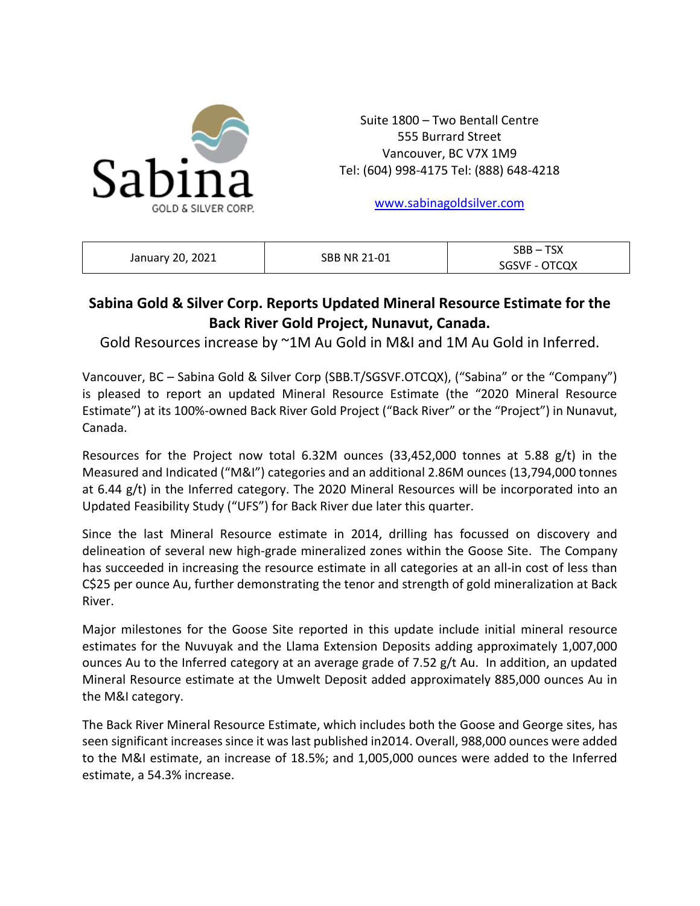Sabina GOLD & SILVER CORP.

Suite 1800 – Two Bentall Centre
555 Burrard Street
Vancouver, BC V7X 1M9
Tel: (604) 998-4175 Tel: (888) 648-4218

www.sabinagoldsilver.com

| January 20, 2021 | SBB NR 21-01 | SBB – TSX<br>SGSVF - OTCQX |
|---|---|---|

# Sabina Gold & Silver Corp. Reports Updated Mineral Resource Estimate for the Back River Gold Project, Nunavut, Canada.

Gold Resources increase by ~1M Au Gold in M&I and 1M Au Gold in Inferred.

Vancouver, BC – Sabina Gold & Silver Corp (SBB.T/SGSVF.OTCQX), ("Sabina" or the "Company") is pleased to report an updated Mineral Resource Estimate (the "2020 Mineral Resource Estimate") at its 100%-owned Back River Gold Project ("Back River" or the "Project") in Nunavut, Canada.

Resources for the Project now total 6.32M ounces (33,452,000 tonnes at 5.88 g/t) in the Measured and Indicated ("M&I") categories and an additional 2.86M ounces (13,794,000 tonnes at 6.44 g/t) in the Inferred category. The 2020 Mineral Resources will be incorporated into an Updated Feasibility Study ("UFS") for Back River due later this quarter.

Since the last Mineral Resource estimate in 2014, drilling has focussed on discovery and delineation of several new high-grade mineralized zones within the Goose Site. The Company has succeeded in increasing the resource estimate in all categories at an all-in cost of less than C$25 per ounce Au, further demonstrating the tenor and strength of gold mineralization at Back River.

Major milestones for the Goose Site reported in this update include initial mineral resource estimates for the Nuvuyak and the Llama Extension Deposits adding approximately 1,007,000 ounces Au to the Inferred category at an average grade of 7.52 g/t Au. In addition, an updated Mineral Resource estimate at the Umwelt Deposit added approximately 885,000 ounces Au in the M&I category.

The Back River Mineral Resource Estimate, which includes both the Goose and George sites, has seen significant increases since it was last published in2014. Overall, 988,000 ounces were added to the M&I estimate, an increase of 18.5%; and 1,005,000 ounces were added to the Inferred estimate, a 54.3% increase.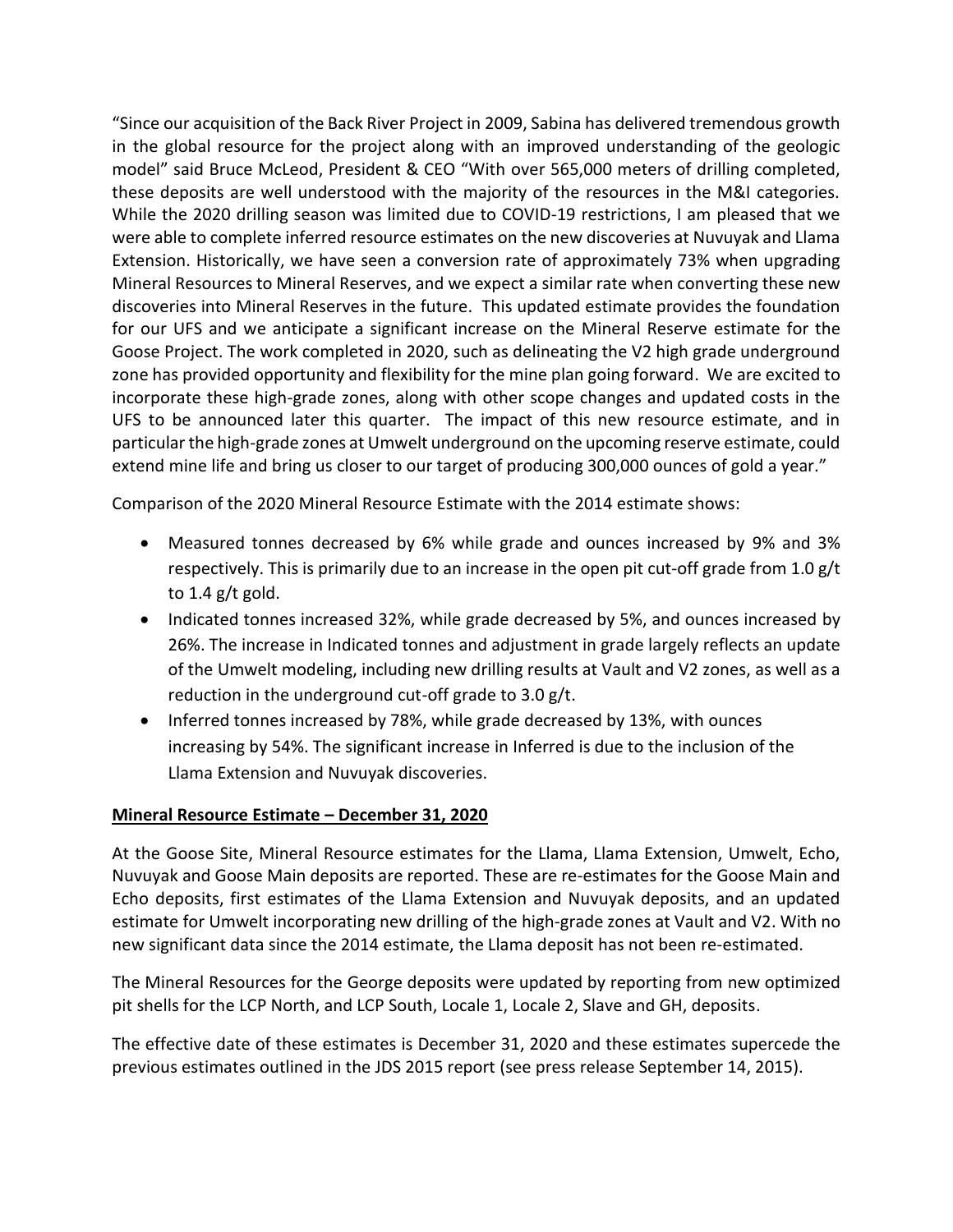"Since our acquisition of the Back River Project in 2009, Sabina has delivered tremendous growth in the global resource for the project along with an improved understanding of the geologic model" said Bruce McLeod, President & CEO "With over 565,000 meters of drilling completed, these deposits are well understood with the majority of the resources in the M&I categories. While the 2020 drilling season was limited due to COVID-19 restrictions, I am pleased that we were able to complete inferred resource estimates on the new discoveries at Nuvuyak and Llama Extension. Historically, we have seen a conversion rate of approximately 73% when upgrading Mineral Resources to Mineral Reserves, and we expect a similar rate when converting these new discoveries into Mineral Reserves in the future. This updated estimate provides the foundation for our UFS and we anticipate a significant increase on the Mineral Reserve estimate for the Goose Project. The work completed in 2020, such as delineating the V2 high grade underground zone has provided opportunity and flexibility for the mine plan going forward. We are excited to incorporate these high-grade zones, along with other scope changes and updated costs in the UFS to be announced later this quarter. The impact of this new resource estimate, and in particular the high-grade zones at Umwelt underground on the upcoming reserve estimate, could extend mine life and bring us closer to our target of producing 300,000 ounces of gold a year."

Comparison of the 2020 Mineral Resource Estimate with the 2014 estimate shows:

- Measured tonnes decreased by 6% while grade and ounces increased by 9% and 3% respectively. This is primarily due to an increase in the open pit cut-off grade from 1.0 g/t to 1.4 g/t gold.
- Indicated tonnes increased 32%, while grade decreased by 5%, and ounces increased by 26%. The increase in Indicated tonnes and adjustment in grade largely reflects an update of the Umwelt modeling, including new drilling results at Vault and V2 zones, as well as a reduction in the underground cut-off grade to 3.0 g/t.
- Inferred tonnes increased by 78%, while grade decreased by 13%, with ounces increasing by 54%. The significant increase in Inferred is due to the inclusion of the Llama Extension and Nuvuyak discoveries.

**Mineral Resource Estimate – December 31, 2020**

At the Goose Site, Mineral Resource estimates for the Llama, Llama Extension, Umwelt, Echo, Nuvuyak and Goose Main deposits are reported. These are re-estimates for the Goose Main and Echo deposits, first estimates of the Llama Extension and Nuvuyak deposits, and an updated estimate for Umwelt incorporating new drilling of the high-grade zones at Vault and V2. With no new significant data since the 2014 estimate, the Llama deposit has not been re-estimated.

The Mineral Resources for the George deposits were updated by reporting from new optimized pit shells for the LCP North, and LCP South, Locale 1, Locale 2, Slave and GH, deposits.

The effective date of these estimates is December 31, 2020 and these estimates supercede the previous estimates outlined in the JDS 2015 report (see press release September 14, 2015).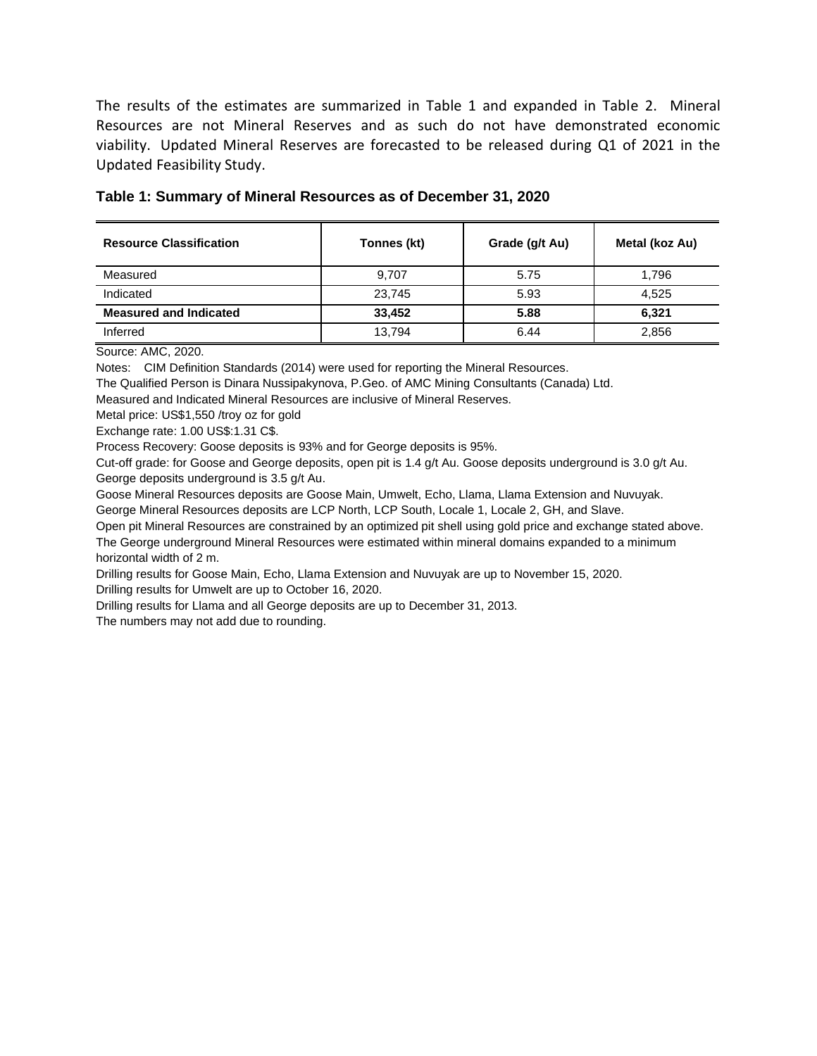The results of the estimates are summarized in Table 1 and expanded in Table 2. Mineral Resources are not Mineral Reserves and as such do not have demonstrated economic viability. Updated Mineral Reserves are forecasted to be released during Q1 of 2021 in the Updated Feasibility Study.

**Table 1: Summary of Mineral Resources as of December 31, 2020**

| Resource Classification | Tonnes (kt) | Grade (g/t Au) | Metal (koz Au) |
|---|---|---|---|
| Measured | 9,707 | 5.75 | 1,796 |
| Indicated | 23,745 | 5.93 | 4,525 |
| **Measured and Indicated** | **33,452** | **5.88** | **6,321** |
| Inferred | 13,794 | 6.44 | 2,856 |

Source: AMC, 2020.

Notes: CIM Definition Standards (2014) were used for reporting the Mineral Resources.

The Qualified Person is Dinara Nussipakynova, P.Geo. of AMC Mining Consultants (Canada) Ltd.

Measured and Indicated Mineral Resources are inclusive of Mineral Reserves.

Metal price: US$1,550 /troy oz for gold

Exchange rate: 1.00 US$:1.31 C$.

Process Recovery: Goose deposits is 93% and for George deposits is 95%.

Cut-off grade: for Goose and George deposits, open pit is 1.4 g/t Au. Goose deposits underground is 3.0 g/t Au. George deposits underground is 3.5 g/t Au.

Goose Mineral Resources deposits are Goose Main, Umwelt, Echo, Llama, Llama Extension and Nuvuyak.

George Mineral Resources deposits are LCP North, LCP South, Locale 1, Locale 2, GH, and Slave.

Open pit Mineral Resources are constrained by an optimized pit shell using gold price and exchange stated above.

The George underground Mineral Resources were estimated within mineral domains expanded to a minimum horizontal width of 2 m.

Drilling results for Goose Main, Echo, Llama Extension and Nuvuyak are up to November 15, 2020.

Drilling results for Umwelt are up to October 16, 2020.

Drilling results for Llama and all George deposits are up to December 31, 2013.

The numbers may not add due to rounding.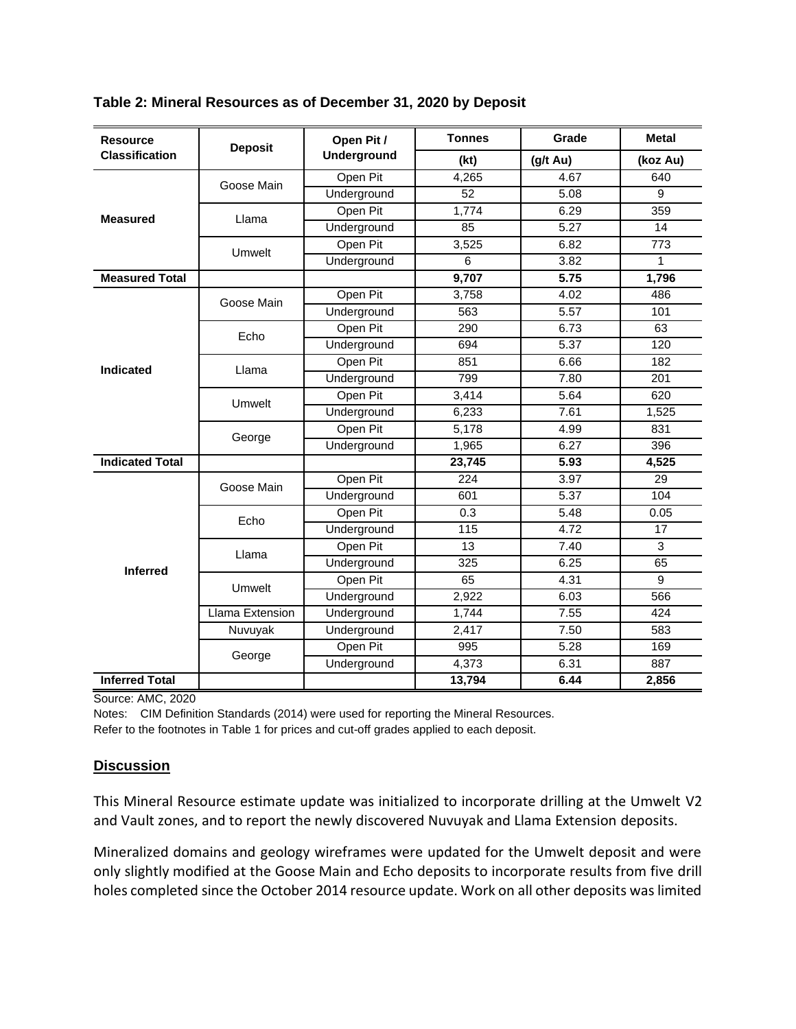**Table 2: Mineral Resources as of December 31, 2020 by Deposit**

| Resource Classification | Deposit | Open Pit / Underground | Tonnes | Grade | Metal |
|---|---|---|---|---|---|
| | | | (kt) | (g/t Au) | (koz Au) |
| Measured | Goose Main | Open Pit | 4,265 | 4.67 | 640 |
| | | Underground | 52 | 5.08 | 9 |
| | Llama | Open Pit | 1,774 | 6.29 | 359 |
| | | Underground | 85 | 5.27 | 14 |
| | Umwelt | Open Pit | 3,525 | 6.82 | 773 |
| | | Underground | 6 | 3.82 | 1 |
| **Measured Total** | | | **9,707** | **5.75** | **1,796** |
| Indicated | Goose Main | Open Pit | 3,758 | 4.02 | 486 |
| | | Underground | 563 | 5.57 | 101 |
| | Echo | Open Pit | 290 | 6.73 | 63 |
| | | Underground | 694 | 5.37 | 120 |
| | Llama | Open Pit | 851 | 6.66 | 182 |
| | | Underground | 799 | 7.80 | 201 |
| | Umwelt | Open Pit | 3,414 | 5.64 | 620 |
| | | Underground | 6,233 | 7.61 | 1,525 |
| | George | Open Pit | 5,178 | 4.99 | 831 |
| | | Underground | 1,965 | 6.27 | 396 |
| **Indicated Total** | | | **23,745** | **5.93** | **4,525** |
| Inferred | Goose Main | Open Pit | 224 | 3.97 | 29 |
| | | Underground | 601 | 5.37 | 104 |
| | Echo | Open Pit | 0.3 | 5.48 | 0.05 |
| | | Underground | 115 | 4.72 | 17 |
| | Llama | Open Pit | 13 | 7.40 | 3 |
| | | Underground | 325 | 6.25 | 65 |
| | Umwelt | Open Pit | 65 | 4.31 | 9 |
| | | Underground | 2,922 | 6.03 | 566 |
| | Llama Extension | Underground | 1,744 | 7.55 | 424 |
| | Nuvuyak | Underground | 2,417 | 7.50 | 583 |
| | George | Open Pit | 995 | 5.28 | 169 |
| | | Underground | 4,373 | 6.31 | 887 |
| **Inferred Total** | | | **13,794** | **6.44** | **2,856** |

Source: AMC, 2020

Notes: CIM Definition Standards (2014) were used for reporting the Mineral Resources.

Refer to the footnotes in Table 1 for prices and cut-off grades applied to each deposit.

## Discussion

This Mineral Resource estimate update was initialized to incorporate drilling at the Umwelt V2 and Vault zones, and to report the newly discovered Nuvuyak and Llama Extension deposits.

Mineralized domains and geology wireframes were updated for the Umwelt deposit and were only slightly modified at the Goose Main and Echo deposits to incorporate results from five drill holes completed since the October 2014 resource update. Work on all other deposits was limited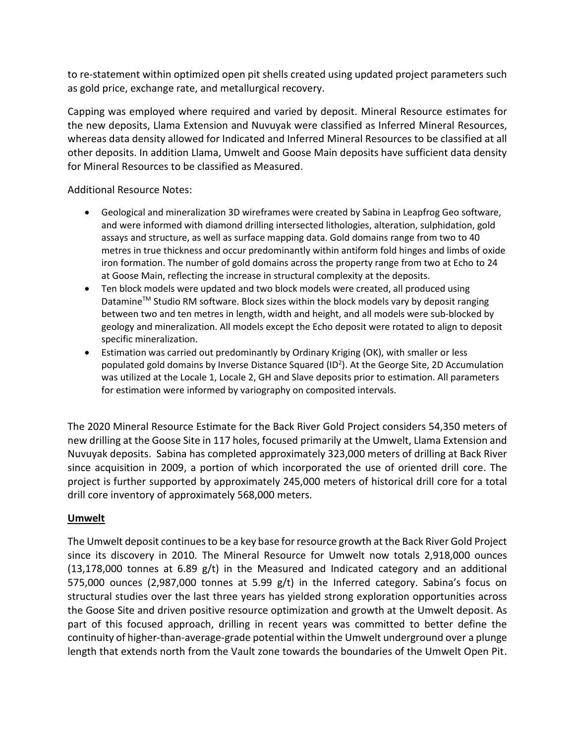to re-statement within optimized open pit shells created using updated project parameters such as gold price, exchange rate, and metallurgical recovery.

Capping was employed where required and varied by deposit. Mineral Resource estimates for the new deposits, Llama Extension and Nuvuyak were classified as Inferred Mineral Resources, whereas data density allowed for Indicated and Inferred Mineral Resources to be classified at all other deposits. In addition Llama, Umwelt and Goose Main deposits have sufficient data density for Mineral Resources to be classified as Measured.

Additional Resource Notes:

- Geological and mineralization 3D wireframes were created by Sabina in Leapfrog Geo software, and were informed with diamond drilling intersected lithologies, alteration, sulphidation, gold assays and structure, as well as surface mapping data. Gold domains range from two to 40 metres in true thickness and occur predominantly within antiform fold hinges and limbs of oxide iron formation. The number of gold domains across the property range from two at Echo to 24 at Goose Main, reflecting the increase in structural complexity at the deposits.
- Ten block models were updated and two block models were created, all produced using Datamine™ Studio RM software. Block sizes within the block models vary by deposit ranging between two and ten metres in length, width and height, and all models were sub-blocked by geology and mineralization. All models except the Echo deposit were rotated to align to deposit specific mineralization.
- Estimation was carried out predominantly by Ordinary Kriging (OK), with smaller or less populated gold domains by Inverse Distance Squared ($ID^2$). At the George Site, 2D Accumulation was utilized at the Locale 1, Locale 2, GH and Slave deposits prior to estimation. All parameters for estimation were informed by variography on composited intervals.

The 2020 Mineral Resource Estimate for the Back River Gold Project considers 54,350 meters of new drilling at the Goose Site in 117 holes, focused primarily at the Umwelt, Llama Extension and Nuvuyak deposits. Sabina has completed approximately 323,000 meters of drilling at Back River since acquisition in 2009, a portion of which incorporated the use of oriented drill core. The project is further supported by approximately 245,000 meters of historical drill core for a total drill core inventory of approximately 568,000 meters.

## Umwelt

The Umwelt deposit continues to be a key base for resource growth at the Back River Gold Project since its discovery in 2010. The Mineral Resource for Umwelt now totals 2,918,000 ounces (13,178,000 tonnes at 6.89 g/t) in the Measured and Indicated category and an additional 575,000 ounces (2,987,000 tonnes at 5.99 g/t) in the Inferred category. Sabina's focus on structural studies over the last three years has yielded strong exploration opportunities across the Goose Site and driven positive resource optimization and growth at the Umwelt deposit. As part of this focused approach, drilling in recent years was committed to better define the continuity of higher-than-average-grade potential within the Umwelt underground over a plunge length that extends north from the Vault zone towards the boundaries of the Umwelt Open Pit.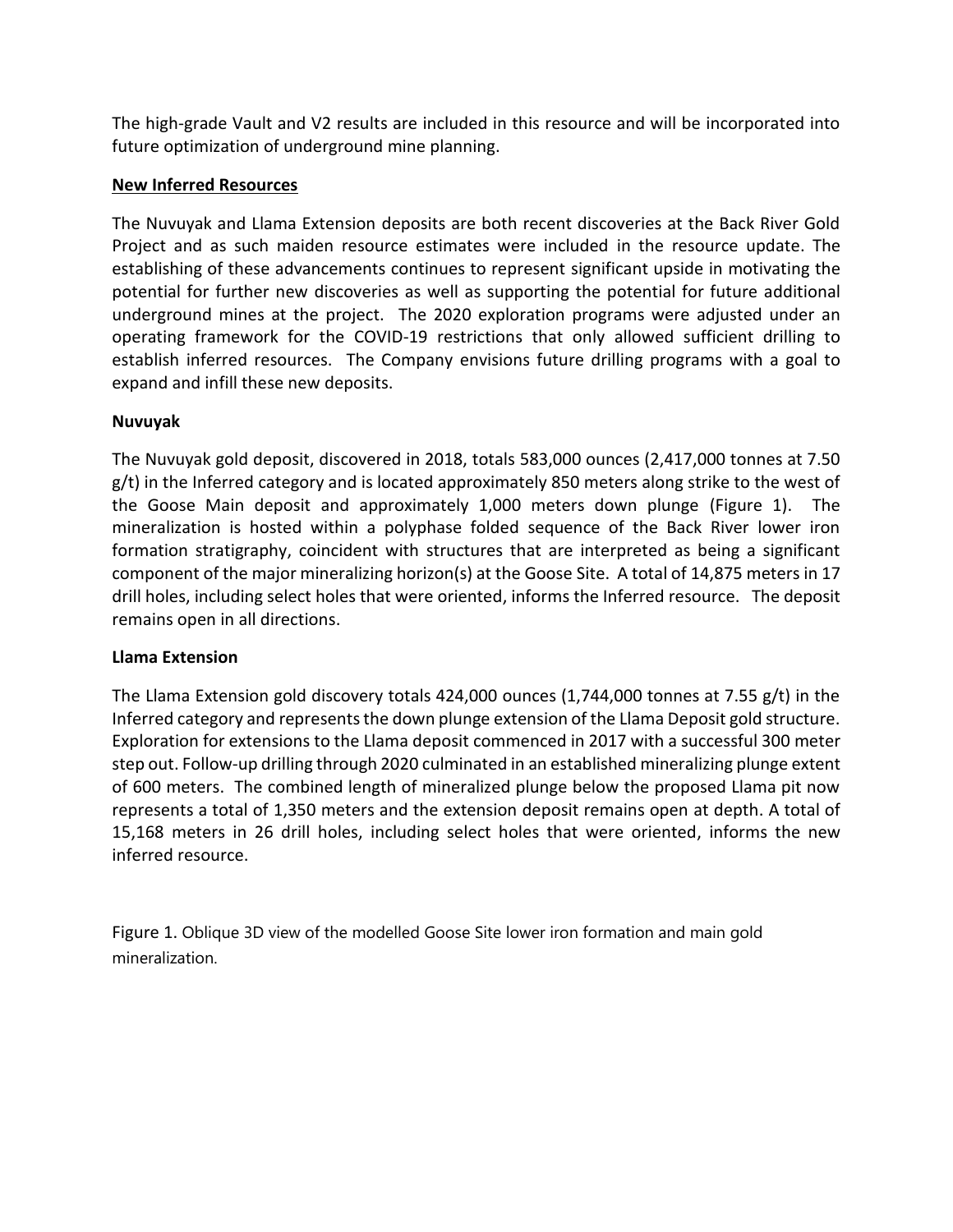The high-grade Vault and V2 results are included in this resource and will be incorporated into future optimization of underground mine planning.

## New Inferred Resources

The Nuvuyak and Llama Extension deposits are both recent discoveries at the Back River Gold Project and as such maiden resource estimates were included in the resource update. The establishing of these advancements continues to represent significant upside in motivating the potential for further new discoveries as well as supporting the potential for future additional underground mines at the project. The 2020 exploration programs were adjusted under an operating framework for the COVID-19 restrictions that only allowed sufficient drilling to establish inferred resources. The Company envisions future drilling programs with a goal to expand and infill these new deposits.

### Nuvuyak

The Nuvuyak gold deposit, discovered in 2018, totals 583,000 ounces (2,417,000 tonnes at 7.50 g/t) in the Inferred category and is located approximately 850 meters along strike to the west of the Goose Main deposit and approximately 1,000 meters down plunge (Figure 1). The mineralization is hosted within a polyphase folded sequence of the Back River lower iron formation stratigraphy, coincident with structures that are interpreted as being a significant component of the major mineralizing horizon(s) at the Goose Site. A total of 14,875 meters in 17 drill holes, including select holes that were oriented, informs the Inferred resource. The deposit remains open in all directions.

### Llama Extension

The Llama Extension gold discovery totals 424,000 ounces (1,744,000 tonnes at 7.55 g/t) in the Inferred category and represents the down plunge extension of the Llama Deposit gold structure. Exploration for extensions to the Llama deposit commenced in 2017 with a successful 300 meter step out. Follow-up drilling through 2020 culminated in an established mineralizing plunge extent of 600 meters. The combined length of mineralized plunge below the proposed Llama pit now represents a total of 1,350 meters and the extension deposit remains open at depth. A total of 15,168 meters in 26 drill holes, including select holes that were oriented, informs the new inferred resource.

Figure 1. Oblique 3D view of the modelled Goose Site lower iron formation and main gold mineralization.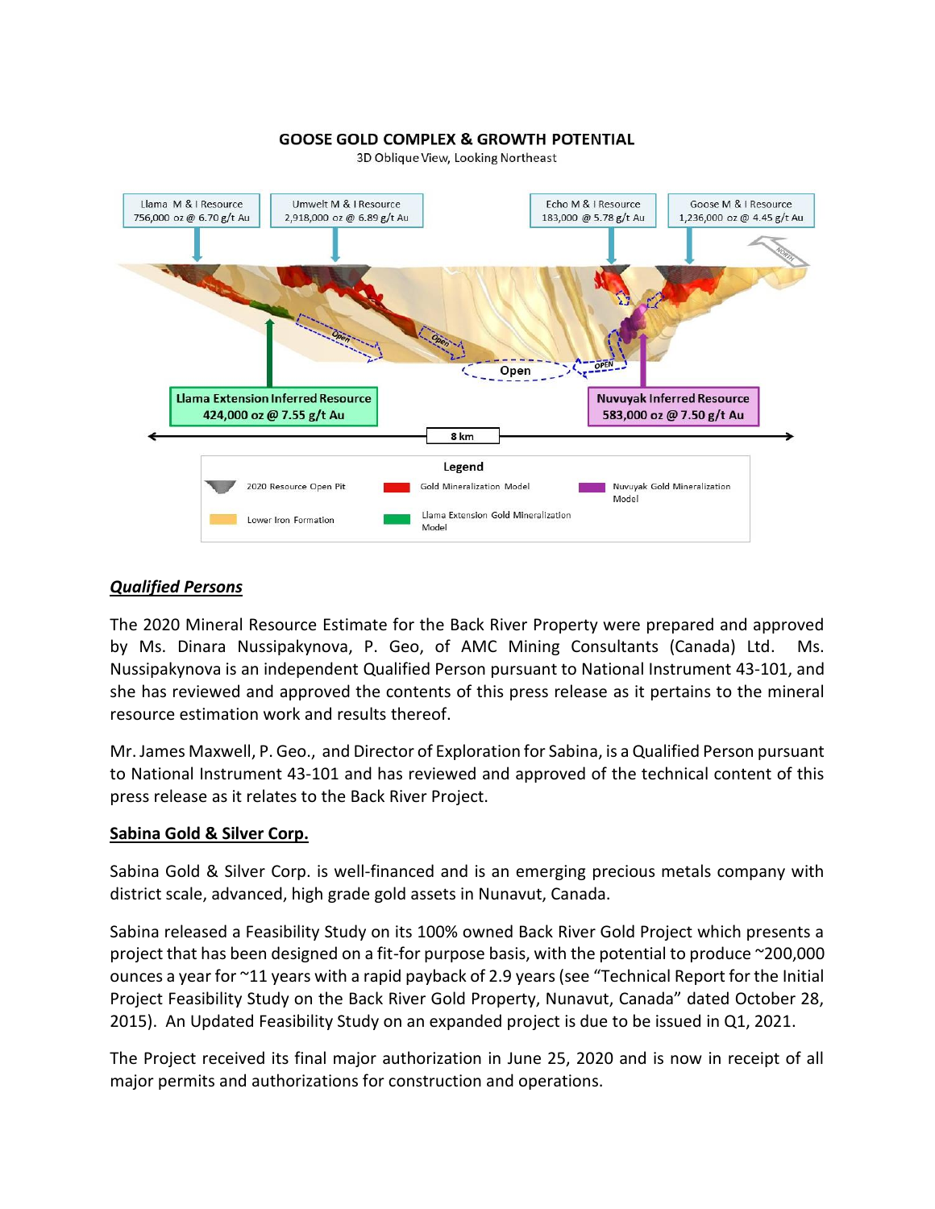**GOOSE GOLD COMPLEX & GROWTH POTENTIAL**
3D Oblique View, Looking Northeast

Llama M & I Resource
756,000 oz @ 6.70 g/t Au

Umwelt M & I Resource
2,918,000 oz @ 6.89 g/t Au

Echo M & I Resource
183,000 @ 5.78 g/t Au

Goose M & I Resource
1,236,000 oz @ 4.45 g/t Au

Llama Extension Inferred Resource
424,000 oz @ 7.55 g/t Au

Nuvuyak Inferred Resource
583,000 oz @ 7.50 g/t Au

8 km

Legend: 2020 Resource Open Pit; Gold Mineralization Model; Nuvuyak Gold Mineralization Model; Lower Iron Formation; Llama Extension Gold Mineralization Model

## ***Qualified Persons***

The 2020 Mineral Resource Estimate for the Back River Property were prepared and approved by Ms. Dinara Nussipakynova, P. Geo, of AMC Mining Consultants (Canada) Ltd. Ms. Nussipakynova is an independent Qualified Person pursuant to National Instrument 43-101, and she has reviewed and approved the contents of this press release as it pertains to the mineral resource estimation work and results thereof.

Mr. James Maxwell, P. Geo., and Director of Exploration for Sabina, is a Qualified Person pursuant to National Instrument 43-101 and has reviewed and approved of the technical content of this press release as it relates to the Back River Project.

## **Sabina Gold & Silver Corp.**

Sabina Gold & Silver Corp. is well-financed and is an emerging precious metals company with district scale, advanced, high grade gold assets in Nunavut, Canada.

Sabina released a Feasibility Study on its 100% owned Back River Gold Project which presents a project that has been designed on a fit-for purpose basis, with the potential to produce ~200,000 ounces a year for ~11 years with a rapid payback of 2.9 years (see "Technical Report for the Initial Project Feasibility Study on the Back River Gold Property, Nunavut, Canada" dated October 28, 2015). An Updated Feasibility Study on an expanded project is due to be issued in Q1, 2021.

The Project received its final major authorization in June 25, 2020 and is now in receipt of all major permits and authorizations for construction and operations.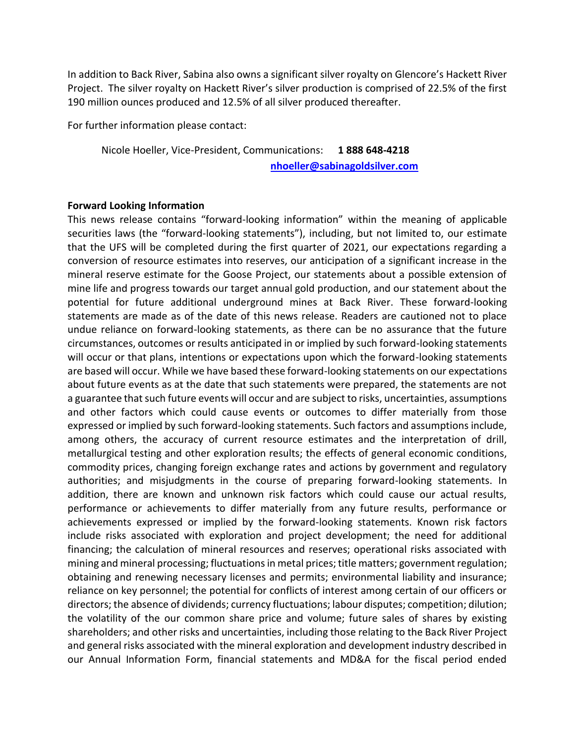In addition to Back River, Sabina also owns a significant silver royalty on Glencore's Hackett River Project. The silver royalty on Hackett River's silver production is comprised of 22.5% of the first 190 million ounces produced and 12.5% of all silver produced thereafter.

For further information please contact:

Nicole Hoeller, Vice-President, Communications: **1 888 648-4218**
**nhoeller@sabinagoldsilver.com**

**Forward Looking Information**

This news release contains "forward-looking information" within the meaning of applicable securities laws (the "forward-looking statements"), including, but not limited to, our estimate that the UFS will be completed during the first quarter of 2021, our expectations regarding a conversion of resource estimates into reserves, our anticipation of a significant increase in the mineral reserve estimate for the Goose Project, our statements about a possible extension of mine life and progress towards our target annual gold production, and our statement about the potential for future additional underground mines at Back River. These forward-looking statements are made as of the date of this news release. Readers are cautioned not to place undue reliance on forward-looking statements, as there can be no assurance that the future circumstances, outcomes or results anticipated in or implied by such forward-looking statements will occur or that plans, intentions or expectations upon which the forward-looking statements are based will occur. While we have based these forward-looking statements on our expectations about future events as at the date that such statements were prepared, the statements are not a guarantee that such future events will occur and are subject to risks, uncertainties, assumptions and other factors which could cause events or outcomes to differ materially from those expressed or implied by such forward-looking statements. Such factors and assumptions include, among others, the accuracy of current resource estimates and the interpretation of drill, metallurgical testing and other exploration results; the effects of general economic conditions, commodity prices, changing foreign exchange rates and actions by government and regulatory authorities; and misjudgments in the course of preparing forward-looking statements. In addition, there are known and unknown risk factors which could cause our actual results, performance or achievements to differ materially from any future results, performance or achievements expressed or implied by the forward-looking statements. Known risk factors include risks associated with exploration and project development; the need for additional financing; the calculation of mineral resources and reserves; operational risks associated with mining and mineral processing; fluctuations in metal prices; title matters; government regulation; obtaining and renewing necessary licenses and permits; environmental liability and insurance; reliance on key personnel; the potential for conflicts of interest among certain of our officers or directors; the absence of dividends; currency fluctuations; labour disputes; competition; dilution; the volatility of the our common share price and volume; future sales of shares by existing shareholders; and other risks and uncertainties, including those relating to the Back River Project and general risks associated with the mineral exploration and development industry described in our Annual Information Form, financial statements and MD&A for the fiscal period ended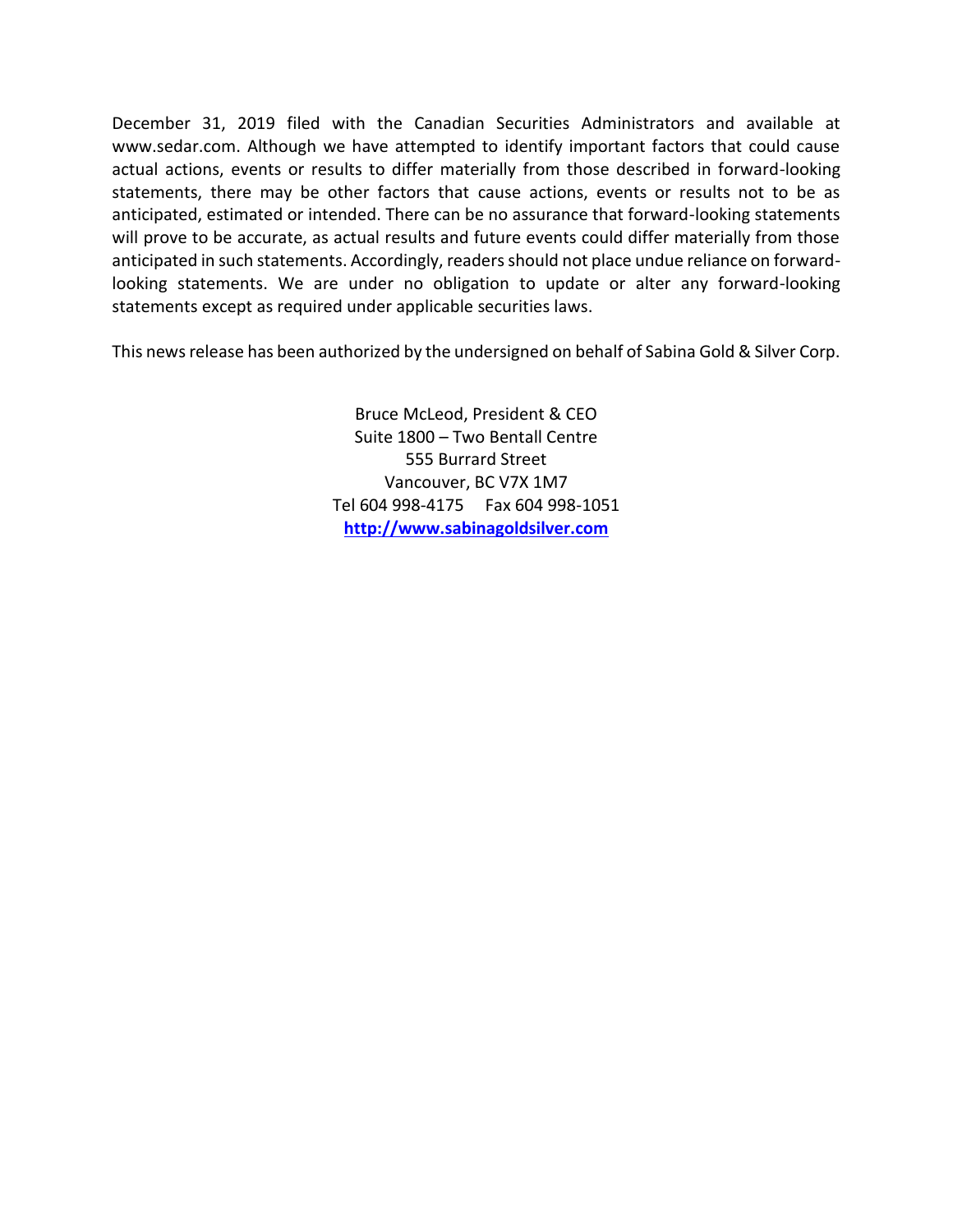December 31, 2019 filed with the Canadian Securities Administrators and available at www.sedar.com. Although we have attempted to identify important factors that could cause actual actions, events or results to differ materially from those described in forward-looking statements, there may be other factors that cause actions, events or results not to be as anticipated, estimated or intended. There can be no assurance that forward-looking statements will prove to be accurate, as actual results and future events could differ materially from those anticipated in such statements. Accordingly, readers should not place undue reliance on forward-looking statements. We are under no obligation to update or alter any forward-looking statements except as required under applicable securities laws.

This news release has been authorized by the undersigned on behalf of Sabina Gold & Silver Corp.

Bruce McLeod, President & CEO
Suite 1800 – Two Bentall Centre
555 Burrard Street
Vancouver, BC V7X 1M7
Tel 604 998-4175 Fax 604 998-1051
**http://www.sabinagoldsilver.com**